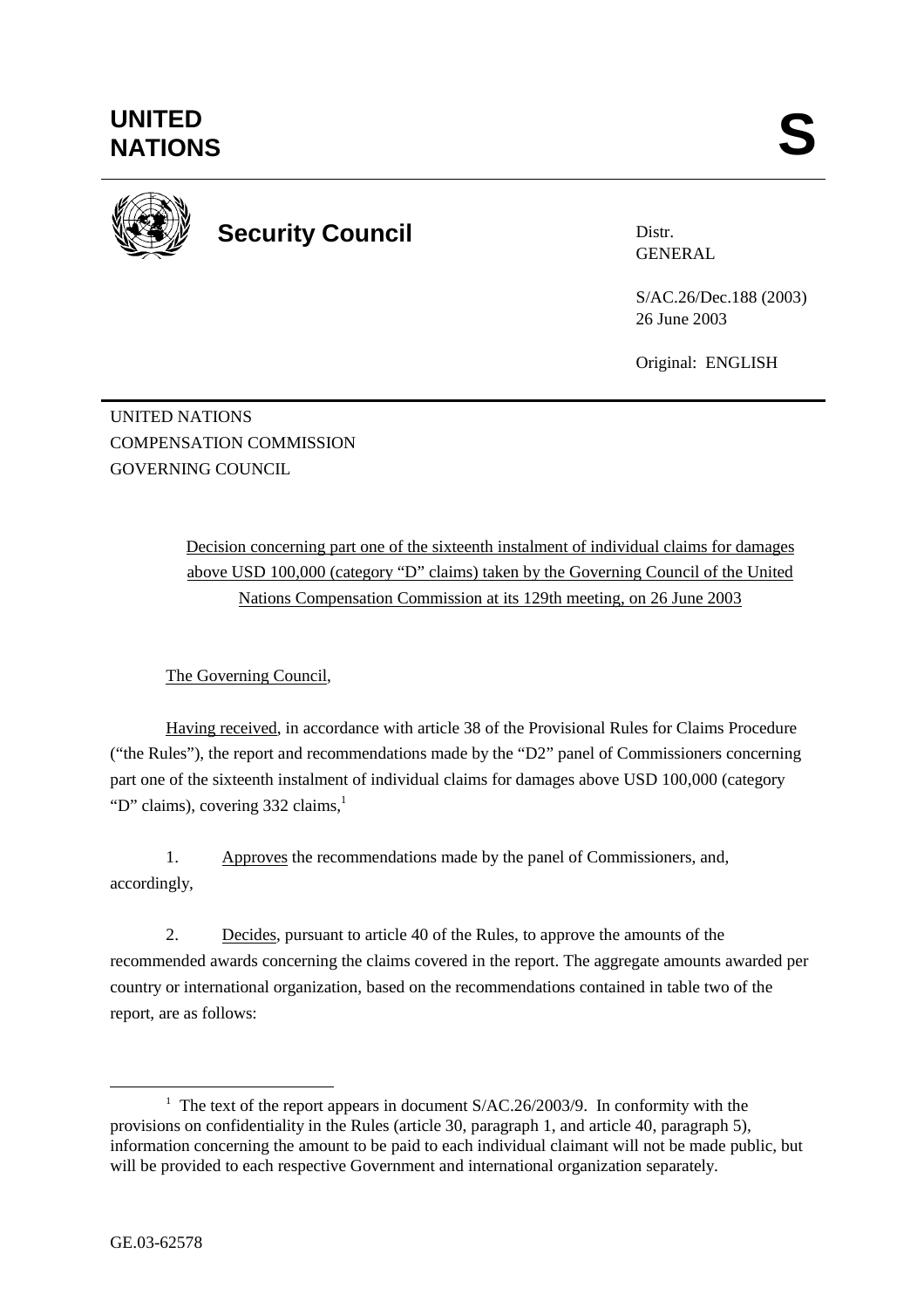**UNITED NATIONS** **S**

**Security Council**

Distr.
GENERAL

S/AC.26/Dec.188 (2003)
26 June 2003

Original: ENGLISH

UNITED NATIONS
COMPENSATION COMMISSION
GOVERNING COUNCIL

Decision concerning part one of the sixteenth instalment of individual claims for damages above USD 100,000 (category "D" claims) taken by the Governing Council of the United Nations Compensation Commission at its 129th meeting, on 26 June 2003

The Governing Council,

Having received, in accordance with article 38 of the Provisional Rules for Claims Procedure ("the Rules"), the report and recommendations made by the "D2" panel of Commissioners concerning part one of the sixteenth instalment of individual claims for damages above USD 100,000 (category "D" claims), covering 332 claims,[1]

1. Approves the recommendations made by the panel of Commissioners, and, accordingly,

2. Decides, pursuant to article 40 of the Rules, to approve the amounts of the recommended awards concerning the claims covered in the report. The aggregate amounts awarded per country or international organization, based on the recommendations contained in table two of the report, are as follows:

[1] The text of the report appears in document S/AC.26/2003/9. In conformity with the provisions on confidentiality in the Rules (article 30, paragraph 1, and article 40, paragraph 5), information concerning the amount to be paid to each individual claimant will not be made public, but will be provided to each respective Government and international organization separately.

GE.03-62578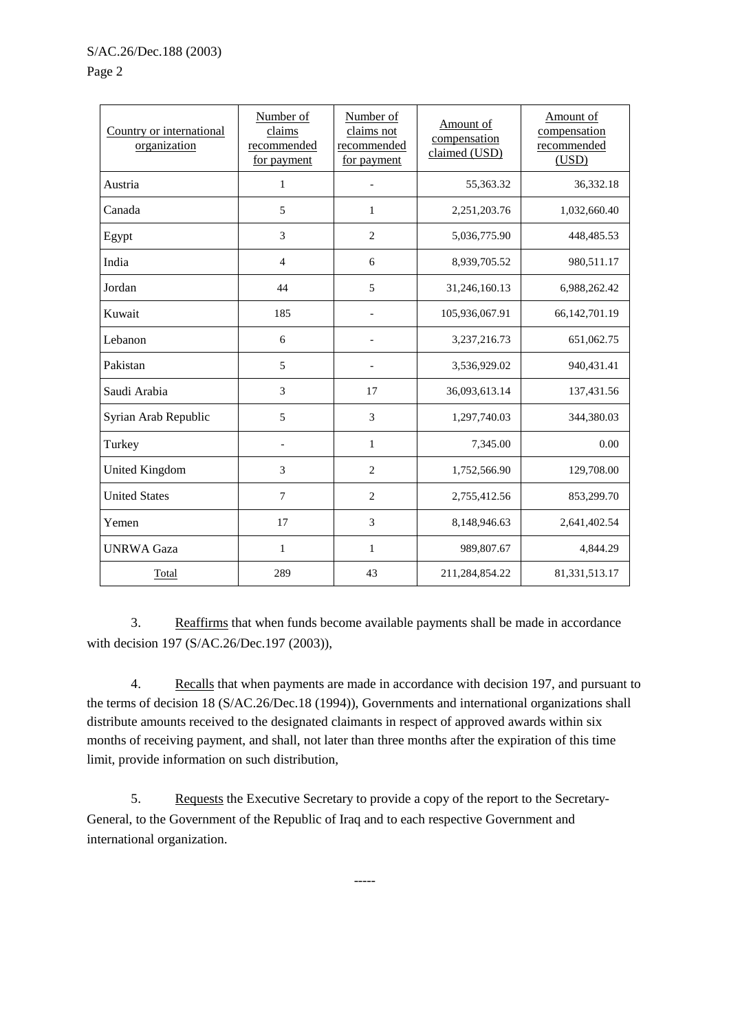| Country or international organization | Number of claims recommended for payment | Number of claims not recommended for payment | Amount of compensation claimed (USD) | Amount of compensation recommended (USD) |
|---|---|---|---|---|
| Austria | 1 | - | 55,363.32 | 36,332.18 |
| Canada | 5 | 1 | 2,251,203.76 | 1,032,660.40 |
| Egypt | 3 | 2 | 5,036,775.90 | 448,485.53 |
| India | 4 | 6 | 8,939,705.52 | 980,511.17 |
| Jordan | 44 | 5 | 31,246,160.13 | 6,988,262.42 |
| Kuwait | 185 | - | 105,936,067.91 | 66,142,701.19 |
| Lebanon | 6 | - | 3,237,216.73 | 651,062.75 |
| Pakistan | 5 | - | 3,536,929.02 | 940,431.41 |
| Saudi Arabia | 3 | 17 | 36,093,613.14 | 137,431.56 |
| Syrian Arab Republic | 5 | 3 | 1,297,740.03 | 344,380.03 |
| Turkey | - | 1 | 7,345.00 | 0.00 |
| United Kingdom | 3 | 2 | 1,752,566.90 | 129,708.00 |
| United States | 7 | 2 | 2,755,412.56 | 853,299.70 |
| Yemen | 17 | 3 | 8,148,946.63 | 2,641,402.54 |
| UNRWA Gaza | 1 | 1 | 989,807.67 | 4,844.29 |
| Total | 289 | 43 | 211,284,854.22 | 81,331,513.17 |

3. Reaffirms that when funds become available payments shall be made in accordance with decision 197 (S/AC.26/Dec.197 (2003)),

4. Recalls that when payments are made in accordance with decision 197, and pursuant to the terms of decision 18 (S/AC.26/Dec.18 (1994)), Governments and international organizations shall distribute amounts received to the designated claimants in respect of approved awards within six months of receiving payment, and shall, not later than three months after the expiration of this time limit, provide information on such distribution,

5. Requests the Executive Secretary to provide a copy of the report to the Secretary-General, to the Government of the Republic of Iraq and to each respective Government and international organization.

-----